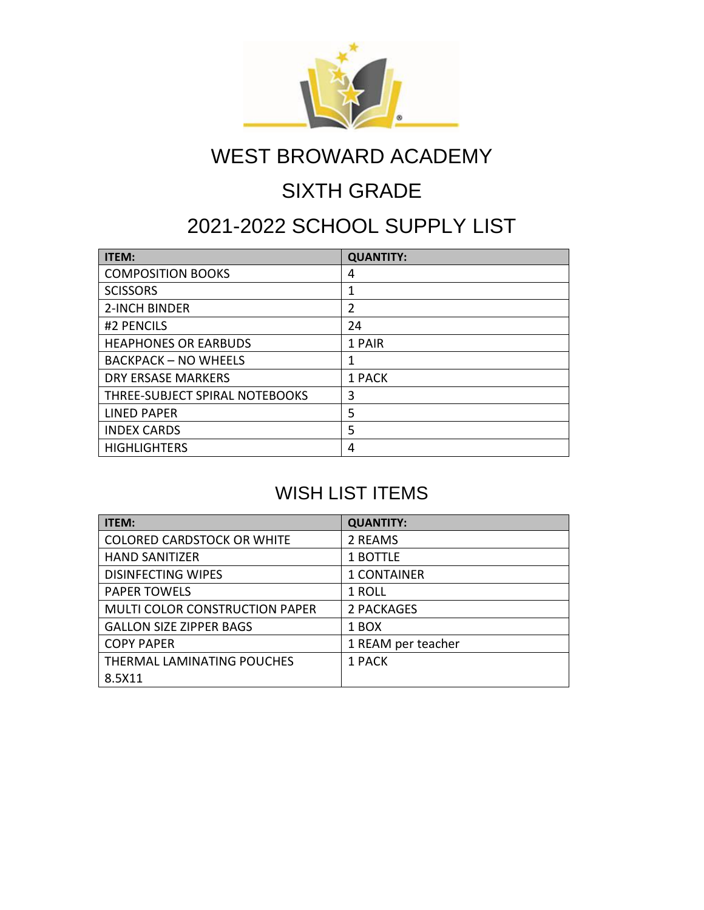# WEST BROWARD ACADEMY

## SIXTH GRADE

## 2021-2022 SCHOOL SUPPLY LIST

| ITEM: | QUANTITY: |
|---|---|
| COMPOSITION BOOKS | 4 |
| SCISSORS | 1 |
| 2-INCH BINDER | 2 |
| #2 PENCILS | 24 |
| HEAPHONES OR EARBUDS | 1 PAIR |
| BACKPACK – NO WHEELS | 1 |
| DRY ERSASE MARKERS | 1 PACK |
| THREE-SUBJECT SPIRAL NOTEBOOKS | 3 |
| LINED PAPER | 5 |
| INDEX CARDS | 5 |
| HIGHLIGHTERS | 4 |

## WISH LIST ITEMS

| ITEM: | QUANTITY: |
|---|---|
| COLORED CARDSTOCK OR WHITE | 2 REAMS |
| HAND SANITIZER | 1 BOTTLE |
| DISINFECTING WIPES | 1 CONTAINER |
| PAPER TOWELS | 1 ROLL |
| MULTI COLOR CONSTRUCTION PAPER | 2 PACKAGES |
| GALLON SIZE ZIPPER BAGS | 1 BOX |
| COPY PAPER | 1 REAM per teacher |
| THERMAL LAMINATING POUCHES 8.5X11 | 1 PACK |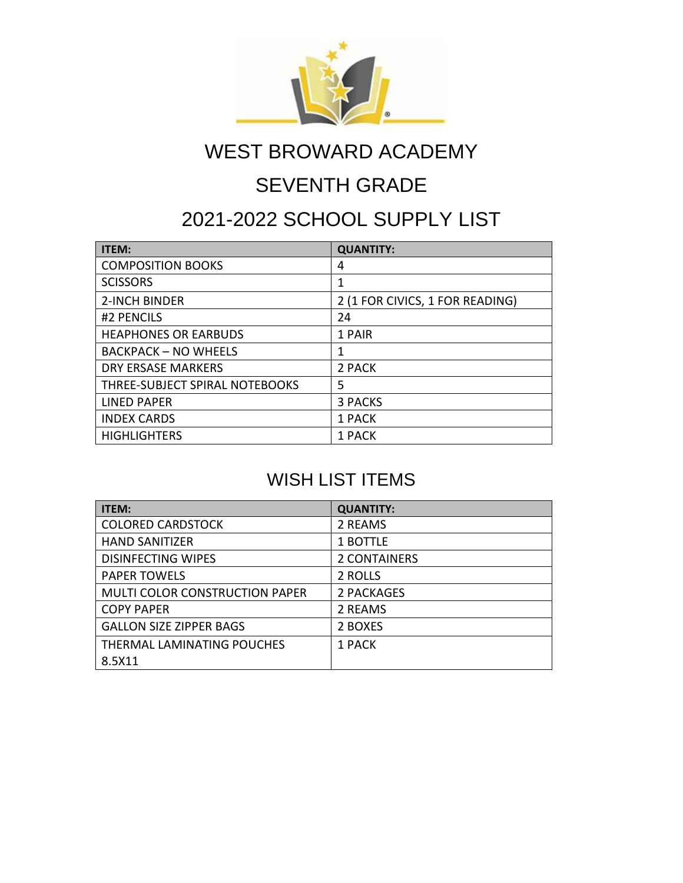# WEST BROWARD ACADEMY

## SEVENTH GRADE

## 2021-2022 SCHOOL SUPPLY LIST

| ITEM: | QUANTITY: |
| --- | --- |
| COMPOSITION BOOKS | 4 |
| SCISSORS | 1 |
| 2-INCH BINDER | 2 (1 FOR CIVICS, 1 FOR READING) |
| #2 PENCILS | 24 |
| HEAPHONES OR EARBUDS | 1 PAIR |
| BACKPACK – NO WHEELS | 1 |
| DRY ERSASE MARKERS | 2 PACK |
| THREE-SUBJECT SPIRAL NOTEBOOKS | 5 |
| LINED PAPER | 3 PACKS |
| INDEX CARDS | 1 PACK |
| HIGHLIGHTERS | 1 PACK |

## WISH LIST ITEMS

| ITEM: | QUANTITY: |
| --- | --- |
| COLORED CARDSTOCK | 2 REAMS |
| HAND SANITIZER | 1 BOTTLE |
| DISINFECTING WIPES | 2 CONTAINERS |
| PAPER TOWELS | 2 ROLLS |
| MULTI COLOR CONSTRUCTION PAPER | 2 PACKAGES |
| COPY PAPER | 2 REAMS |
| GALLON SIZE ZIPPER BAGS | 2 BOXES |
| THERMAL LAMINATING POUCHES 8.5X11 | 1 PACK |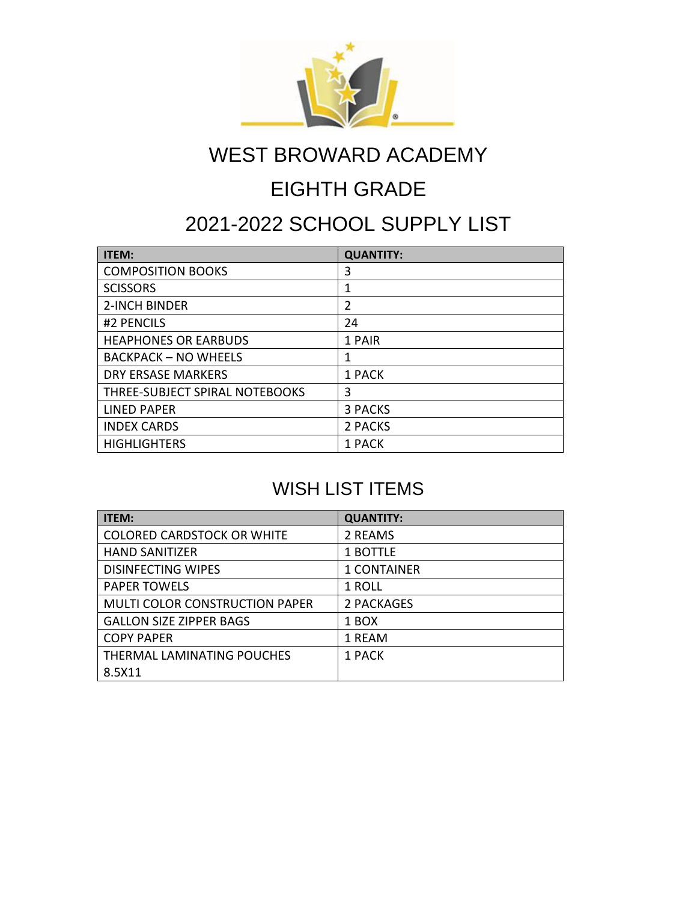# WEST BROWARD ACADEMY

## EIGHTH GRADE

## 2021-2022 SCHOOL SUPPLY LIST

| ITEM: | QUANTITY: |
|---|---|
| COMPOSITION BOOKS | 3 |
| SCISSORS | 1 |
| 2-INCH BINDER | 2 |
| #2 PENCILS | 24 |
| HEAPHONES OR EARBUDS | 1 PAIR |
| BACKPACK – NO WHEELS | 1 |
| DRY ERSASE MARKERS | 1 PACK |
| THREE-SUBJECT SPIRAL NOTEBOOKS | 3 |
| LINED PAPER | 3 PACKS |
| INDEX CARDS | 2 PACKS |
| HIGHLIGHTERS | 1 PACK |

## WISH LIST ITEMS

| ITEM: | QUANTITY: |
|---|---|
| COLORED CARDSTOCK OR WHITE | 2 REAMS |
| HAND SANITIZER | 1 BOTTLE |
| DISINFECTING WIPES | 1 CONTAINER |
| PAPER TOWELS | 1 ROLL |
| MULTI COLOR CONSTRUCTION PAPER | 2 PACKAGES |
| GALLON SIZE ZIPPER BAGS | 1 BOX |
| COPY PAPER | 1 REAM |
| THERMAL LAMINATING POUCHES 8.5X11 | 1 PACK |